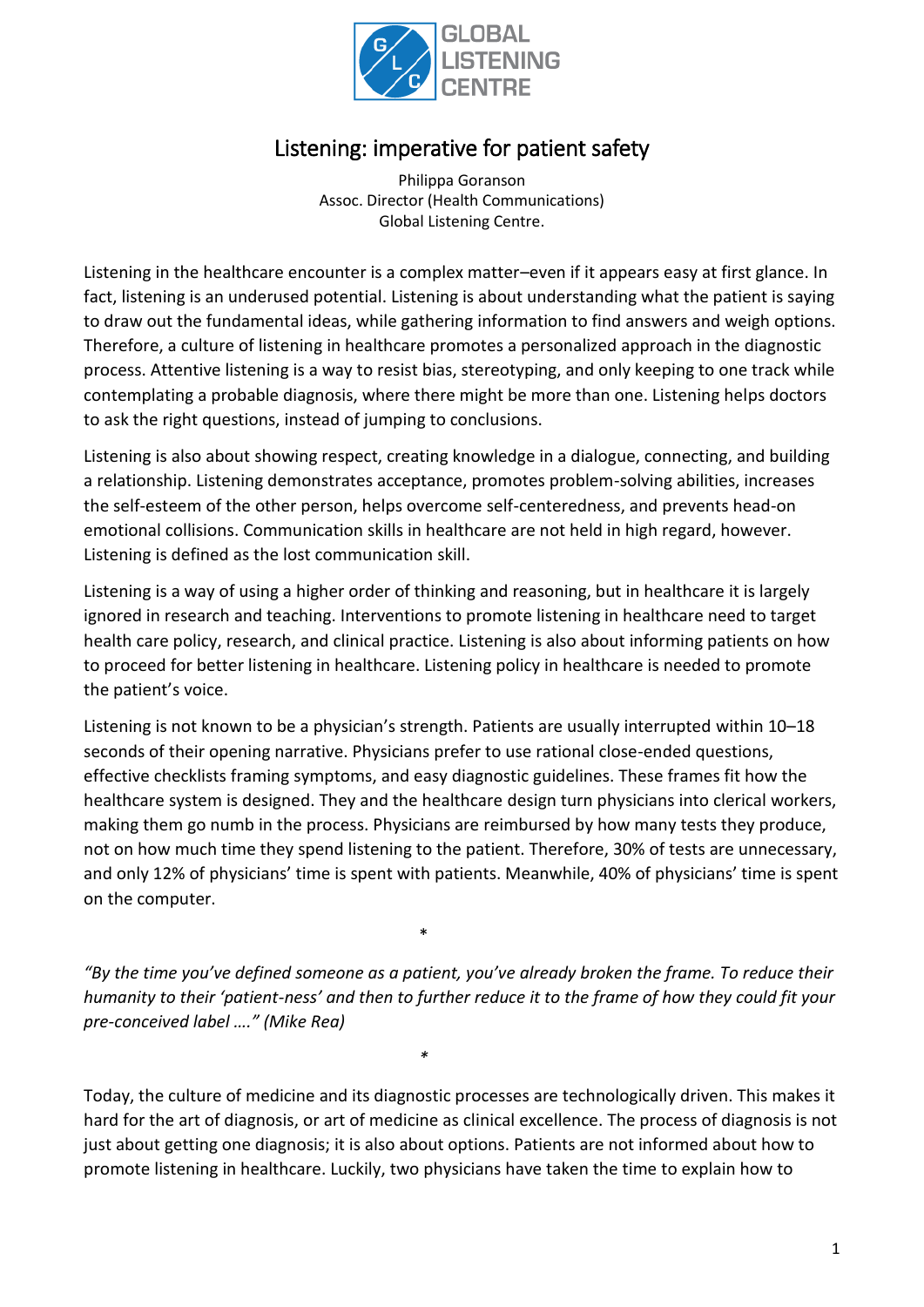GLOBAL LISTENING CENTRE

# Listening: imperative for patient safety

Philippa Goranson
Assoc. Director (Health Communications)
Global Listening Centre.

Listening in the healthcare encounter is a complex matter–even if it appears easy at first glance. In fact, listening is an underused potential. Listening is about understanding what the patient is saying to draw out the fundamental ideas, while gathering information to find answers and weigh options. Therefore, a culture of listening in healthcare promotes a personalized approach in the diagnostic process. Attentive listening is a way to resist bias, stereotyping, and only keeping to one track while contemplating a probable diagnosis, where there might be more than one. Listening helps doctors to ask the right questions, instead of jumping to conclusions.

Listening is also about showing respect, creating knowledge in a dialogue, connecting, and building a relationship. Listening demonstrates acceptance, promotes problem-solving abilities, increases the self-esteem of the other person, helps overcome self-centeredness, and prevents head-on emotional collisions. Communication skills in healthcare are not held in high regard, however. Listening is defined as the lost communication skill.

Listening is a way of using a higher order of thinking and reasoning, but in healthcare it is largely ignored in research and teaching. Interventions to promote listening in healthcare need to target health care policy, research, and clinical practice. Listening is also about informing patients on how to proceed for better listening in healthcare. Listening policy in healthcare is needed to promote the patient's voice.

Listening is not known to be a physician's strength. Patients are usually interrupted within 10–18 seconds of their opening narrative. Physicians prefer to use rational close-ended questions, effective checklists framing symptoms, and easy diagnostic guidelines. These frames fit how the healthcare system is designed. They and the healthcare design turn physicians into clerical workers, making them go numb in the process. Physicians are reimbursed by how many tests they produce, not on how much time they spend listening to the patient. Therefore, 30% of tests are unnecessary, and only 12% of physicians' time is spent with patients. Meanwhile, 40% of physicians' time is spent on the computer.

*

*"By the time you've defined someone as a patient, you've already broken the frame. To reduce their humanity to their 'patient-ness' and then to further reduce it to the frame of how they could fit your pre-conceived label …." (Mike Rea)*

*

Today, the culture of medicine and its diagnostic processes are technologically driven. This makes it hard for the art of diagnosis, or art of medicine as clinical excellence. The process of diagnosis is not just about getting one diagnosis; it is also about options. Patients are not informed about how to promote listening in healthcare. Luckily, two physicians have taken the time to explain how to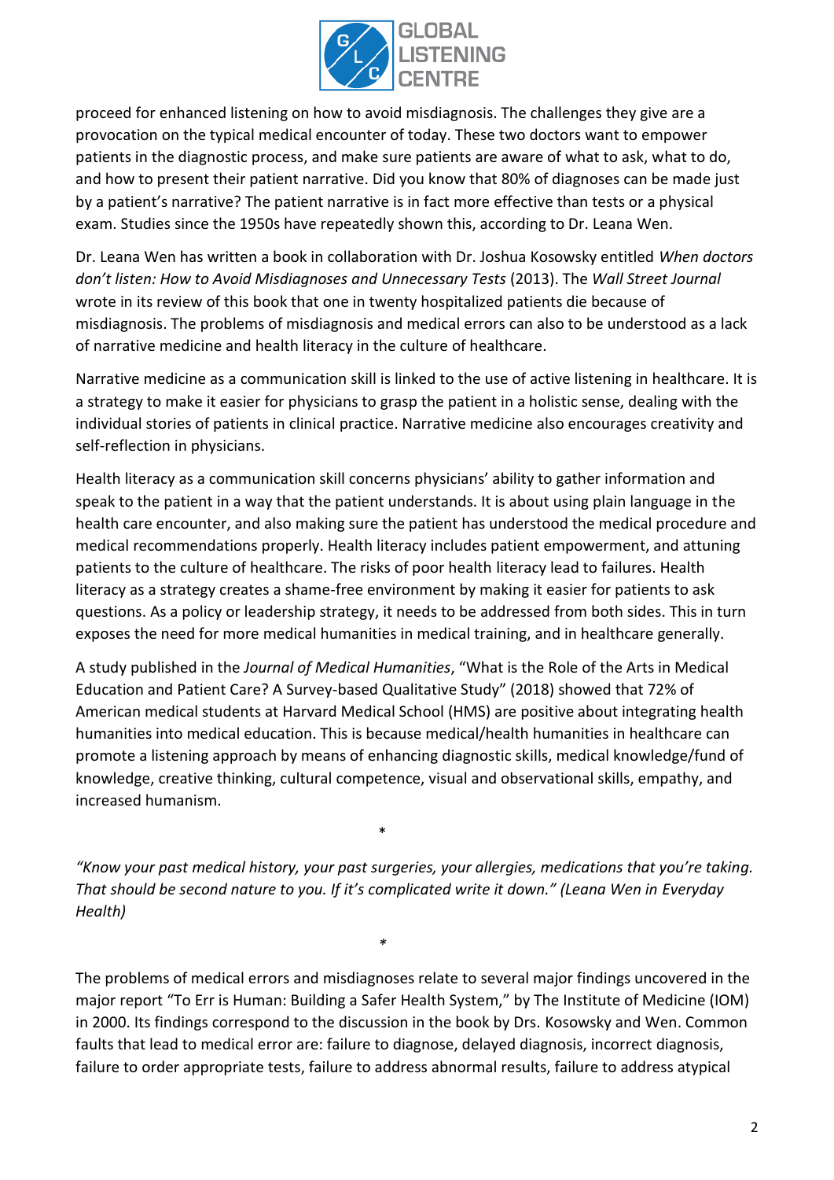proceed for enhanced listening on how to avoid misdiagnosis. The challenges they give are a provocation on the typical medical encounter of today. These two doctors want to empower patients in the diagnostic process, and make sure patients are aware of what to ask, what to do, and how to present their patient narrative. Did you know that 80% of diagnoses can be made just by a patient's narrative? The patient narrative is in fact more effective than tests or a physical exam. Studies since the 1950s have repeatedly shown this, according to Dr. Leana Wen.

Dr. Leana Wen has written a book in collaboration with Dr. Joshua Kosowsky entitled *When doctors don't listen: How to Avoid Misdiagnoses and Unnecessary Tests* (2013). The *Wall Street Journal* wrote in its review of this book that one in twenty hospitalized patients die because of misdiagnosis. The problems of misdiagnosis and medical errors can also to be understood as a lack of narrative medicine and health literacy in the culture of healthcare.

Narrative medicine as a communication skill is linked to the use of active listening in healthcare. It is a strategy to make it easier for physicians to grasp the patient in a holistic sense, dealing with the individual stories of patients in clinical practice. Narrative medicine also encourages creativity and self-reflection in physicians.

Health literacy as a communication skill concerns physicians' ability to gather information and speak to the patient in a way that the patient understands. It is about using plain language in the health care encounter, and also making sure the patient has understood the medical procedure and medical recommendations properly. Health literacy includes patient empowerment, and attuning patients to the culture of healthcare. The risks of poor health literacy lead to failures. Health literacy as a strategy creates a shame-free environment by making it easier for patients to ask questions. As a policy or leadership strategy, it needs to be addressed from both sides. This in turn exposes the need for more medical humanities in medical training, and in healthcare generally.

A study published in the *Journal of Medical Humanities*, "What is the Role of the Arts in Medical Education and Patient Care? A Survey-based Qualitative Study" (2018) showed that 72% of American medical students at Harvard Medical School (HMS) are positive about integrating health humanities into medical education. This is because medical/health humanities in healthcare can promote a listening approach by means of enhancing diagnostic skills, medical knowledge/fund of knowledge, creative thinking, cultural competence, visual and observational skills, empathy, and increased humanism.

*

*"Know your past medical history, your past surgeries, your allergies, medications that you're taking. That should be second nature to you. If it's complicated write it down." (Leana Wen in Everyday Health)*

*

The problems of medical errors and misdiagnoses relate to several major findings uncovered in the major report "To Err is Human: Building a Safer Health System," by The Institute of Medicine (IOM) in 2000. Its findings correspond to the discussion in the book by Drs. Kosowsky and Wen. Common faults that lead to medical error are: failure to diagnose, delayed diagnosis, incorrect diagnosis, failure to order appropriate tests, failure to address abnormal results, failure to address atypical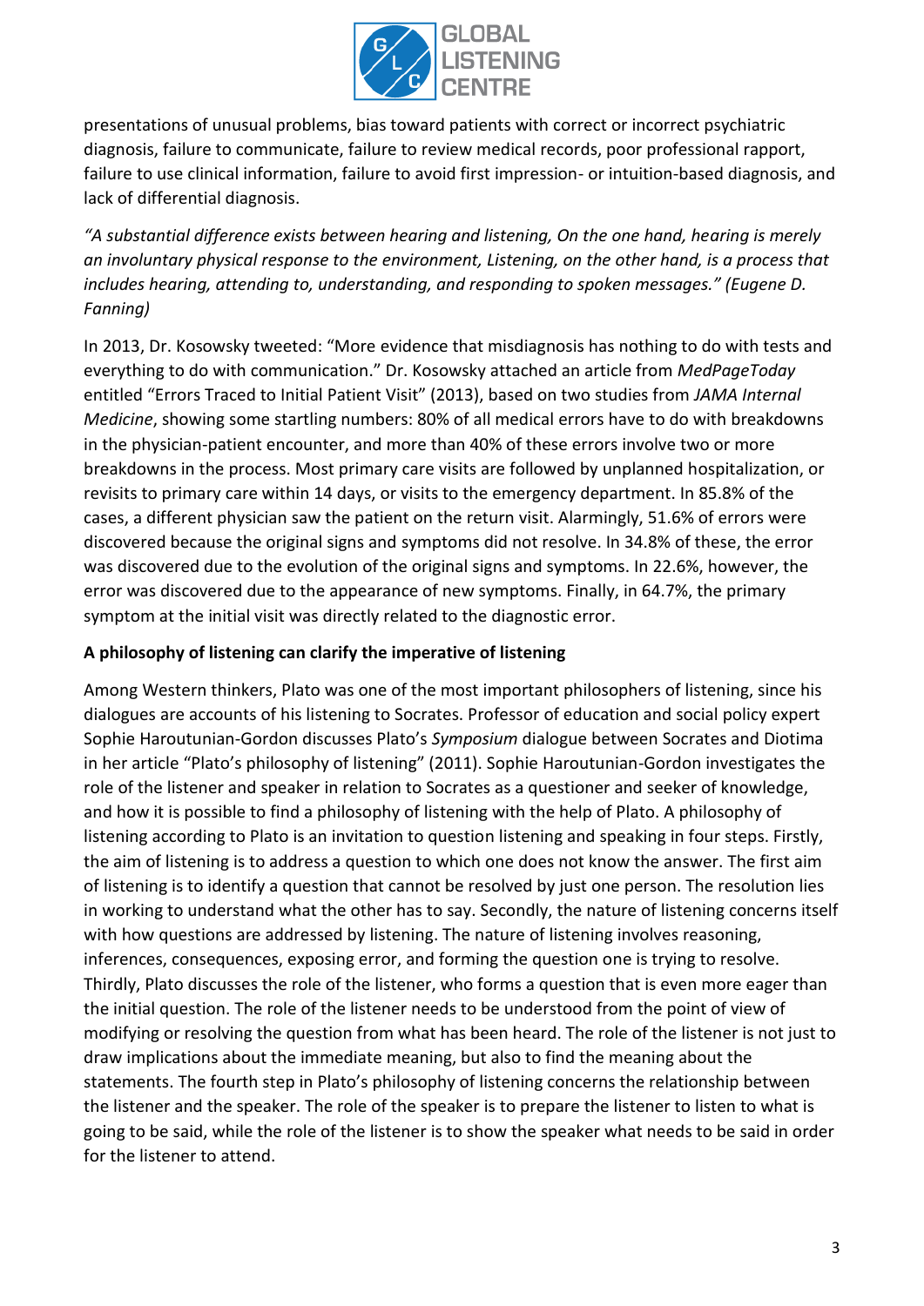presentations of unusual problems, bias toward patients with correct or incorrect psychiatric diagnosis, failure to communicate, failure to review medical records, poor professional rapport, failure to use clinical information, failure to avoid first impression- or intuition-based diagnosis, and lack of differential diagnosis.

*"A substantial difference exists between hearing and listening, On the one hand, hearing is merely an involuntary physical response to the environment, Listening, on the other hand, is a process that includes hearing, attending to, understanding, and responding to spoken messages." (Eugene D. Fanning)*

In 2013, Dr. Kosowsky tweeted: "More evidence that misdiagnosis has nothing to do with tests and everything to do with communication." Dr. Kosowsky attached an article from *MedPageToday* entitled "Errors Traced to Initial Patient Visit" (2013), based on two studies from *JAMA Internal Medicine*, showing some startling numbers: 80% of all medical errors have to do with breakdowns in the physician-patient encounter, and more than 40% of these errors involve two or more breakdowns in the process. Most primary care visits are followed by unplanned hospitalization, or revisits to primary care within 14 days, or visits to the emergency department. In 85.8% of the cases, a different physician saw the patient on the return visit. Alarmingly, 51.6% of errors were discovered because the original signs and symptoms did not resolve. In 34.8% of these, the error was discovered due to the evolution of the original signs and symptoms. In 22.6%, however, the error was discovered due to the appearance of new symptoms. Finally, in 64.7%, the primary symptom at the initial visit was directly related to the diagnostic error.

**A philosophy of listening can clarify the imperative of listening**

Among Western thinkers, Plato was one of the most important philosophers of listening, since his dialogues are accounts of his listening to Socrates. Professor of education and social policy expert Sophie Haroutunian-Gordon discusses Plato's *Symposium* dialogue between Socrates and Diotima in her article "Plato's philosophy of listening" (2011). Sophie Haroutunian-Gordon investigates the role of the listener and speaker in relation to Socrates as a questioner and seeker of knowledge, and how it is possible to find a philosophy of listening with the help of Plato. A philosophy of listening according to Plato is an invitation to question listening and speaking in four steps. Firstly, the aim of listening is to address a question to which one does not know the answer. The first aim of listening is to identify a question that cannot be resolved by just one person. The resolution lies in working to understand what the other has to say. Secondly, the nature of listening concerns itself with how questions are addressed by listening. The nature of listening involves reasoning, inferences, consequences, exposing error, and forming the question one is trying to resolve. Thirdly, Plato discusses the role of the listener, who forms a question that is even more eager than the initial question. The role of the listener needs to be understood from the point of view of modifying or resolving the question from what has been heard. The role of the listener is not just to draw implications about the immediate meaning, but also to find the meaning about the statements. The fourth step in Plato's philosophy of listening concerns the relationship between the listener and the speaker. The role of the speaker is to prepare the listener to listen to what is going to be said, while the role of the listener is to show the speaker what needs to be said in order for the listener to attend.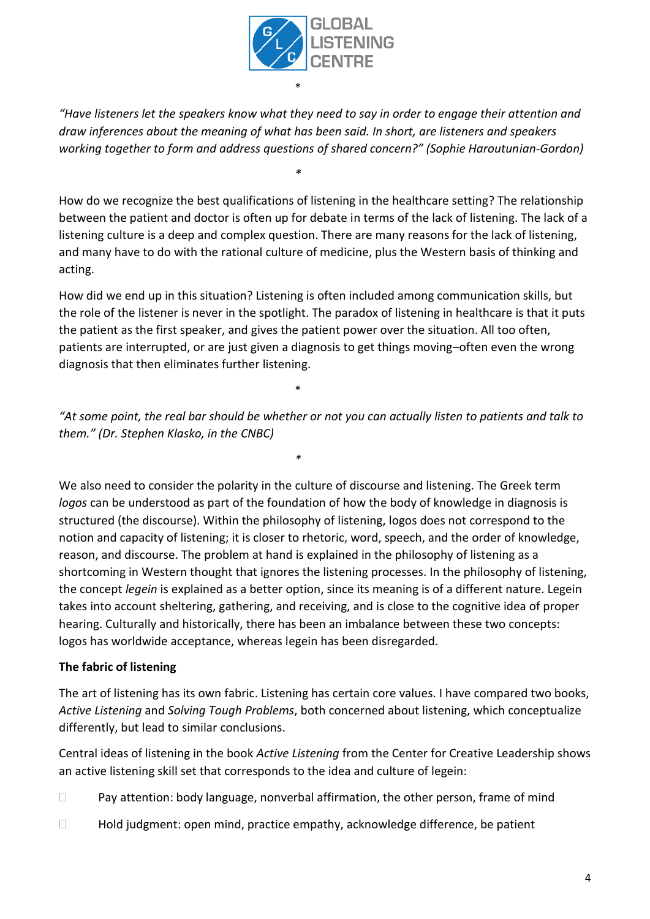*

*"Have listeners let the speakers know what they need to say in order to engage their attention and draw inferences about the meaning of what has been said. In short, are listeners and speakers working together to form and address questions of shared concern?" (Sophie Haroutunian-Gordon)*

*

How do we recognize the best qualifications of listening in the healthcare setting? The relationship between the patient and doctor is often up for debate in terms of the lack of listening. The lack of a listening culture is a deep and complex question. There are many reasons for the lack of listening, and many have to do with the rational culture of medicine, plus the Western basis of thinking and acting.

How did we end up in this situation? Listening is often included among communication skills, but the role of the listener is never in the spotlight. The paradox of listening in healthcare is that it puts the patient as the first speaker, and gives the patient power over the situation. All too often, patients are interrupted, or are just given a diagnosis to get things moving–often even the wrong diagnosis that then eliminates further listening.

*

*"At some point, the real bar should be whether or not you can actually listen to patients and talk to them." (Dr. Stephen Klasko, in the CNBC)*

*

We also need to consider the polarity in the culture of discourse and listening. The Greek term *logos* can be understood as part of the foundation of how the body of knowledge in diagnosis is structured (the discourse). Within the philosophy of listening, logos does not correspond to the notion and capacity of listening; it is closer to rhetoric, word, speech, and the order of knowledge, reason, and discourse. The problem at hand is explained in the philosophy of listening as a shortcoming in Western thought that ignores the listening processes. In the philosophy of listening, the concept *legein* is explained as a better option, since its meaning is of a different nature. Legein takes into account sheltering, gathering, and receiving, and is close to the cognitive idea of proper hearing. Culturally and historically, there has been an imbalance between these two concepts: logos has worldwide acceptance, whereas legein has been disregarded.

**The fabric of listening**

The art of listening has its own fabric. Listening has certain core values. I have compared two books, *Active Listening* and *Solving Tough Problems*, both concerned about listening, which conceptualize differently, but lead to similar conclusions.

Central ideas of listening in the book *Active Listening* from the Center for Creative Leadership shows an active listening skill set that corresponds to the idea and culture of legein:

- Pay attention: body language, nonverbal affirmation, the other person, frame of mind
- Hold judgment: open mind, practice empathy, acknowledge difference, be patient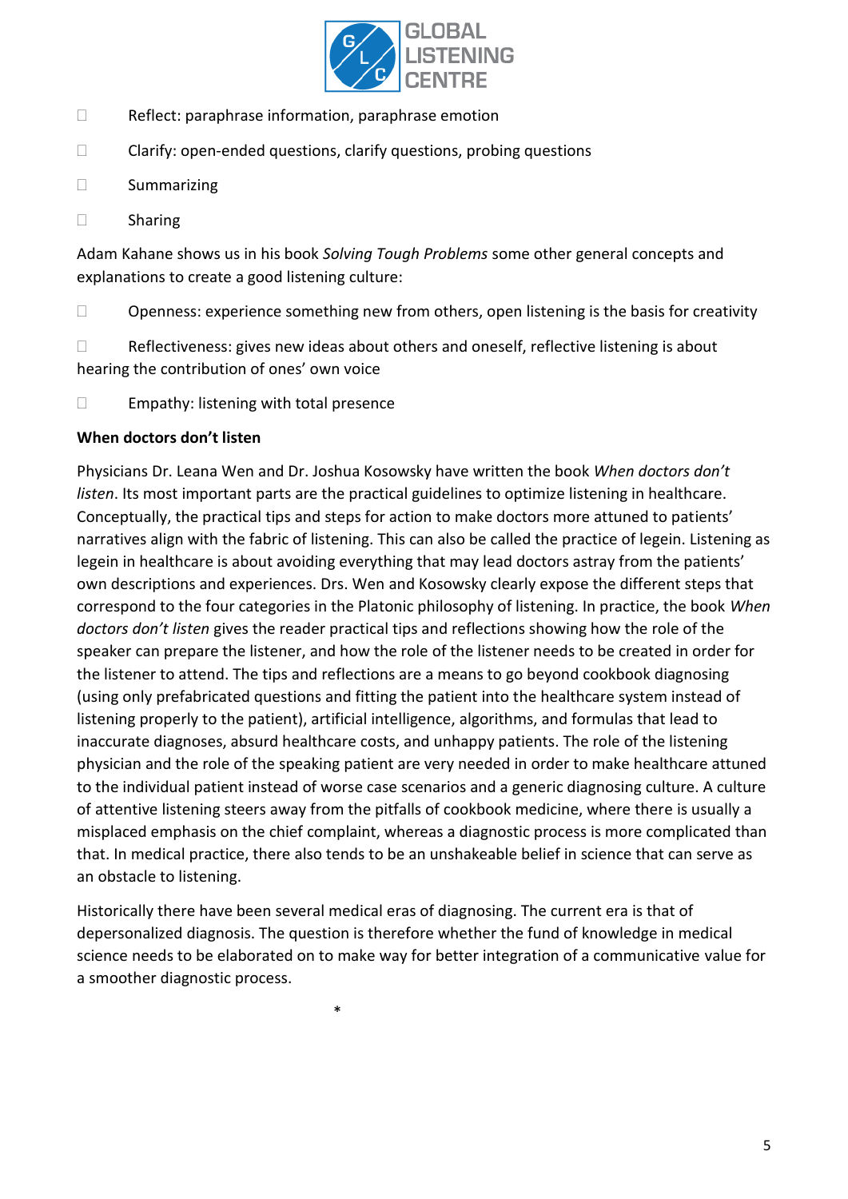- Reflect: paraphrase information, paraphrase emotion
- Clarify: open-ended questions, clarify questions, probing questions
- Summarizing
- Sharing

Adam Kahane shows us in his book *Solving Tough Problems* some other general concepts and explanations to create a good listening culture:

- Openness: experience something new from others, open listening is the basis for creativity
- Reflectiveness: gives new ideas about others and oneself, reflective listening is about hearing the contribution of ones' own voice
- Empathy: listening with total presence

**When doctors don't listen**

Physicians Dr. Leana Wen and Dr. Joshua Kosowsky have written the book *When doctors don't listen*. Its most important parts are the practical guidelines to optimize listening in healthcare. Conceptually, the practical tips and steps for action to make doctors more attuned to patients' narratives align with the fabric of listening. This can also be called the practice of legein. Listening as legein in healthcare is about avoiding everything that may lead doctors astray from the patients' own descriptions and experiences. Drs. Wen and Kosowsky clearly expose the different steps that correspond to the four categories in the Platonic philosophy of listening. In practice, the book *When doctors don't listen* gives the reader practical tips and reflections showing how the role of the speaker can prepare the listener, and how the role of the listener needs to be created in order for the listener to attend. The tips and reflections are a means to go beyond cookbook diagnosing (using only prefabricated questions and fitting the patient into the healthcare system instead of listening properly to the patient), artificial intelligence, algorithms, and formulas that lead to inaccurate diagnoses, absurd healthcare costs, and unhappy patients. The role of the listening physician and the role of the speaking patient are very needed in order to make healthcare attuned to the individual patient instead of worse case scenarios and a generic diagnosing culture. A culture of attentive listening steers away from the pitfalls of cookbook medicine, where there is usually a misplaced emphasis on the chief complaint, whereas a diagnostic process is more complicated than that. In medical practice, there also tends to be an unshakeable belief in science that can serve as an obstacle to listening.

Historically there have been several medical eras of diagnosing. The current era is that of depersonalized diagnosis. The question is therefore whether the fund of knowledge in medical science needs to be elaborated on to make way for better integration of a communicative value for a smoother diagnostic process.

*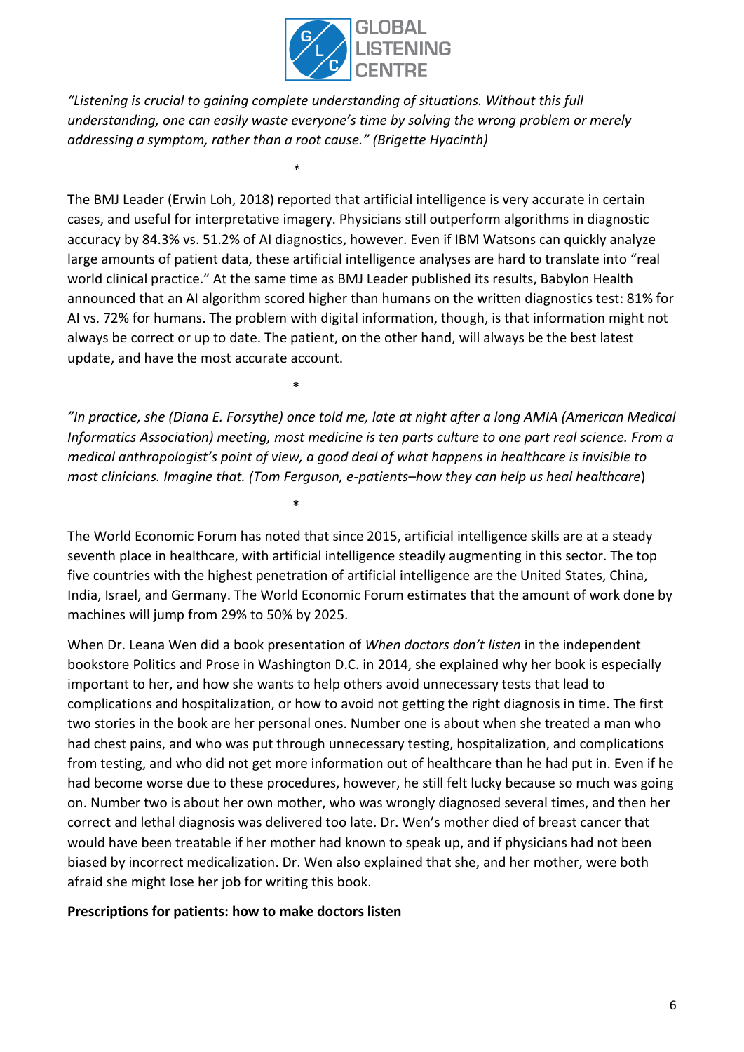*"Listening is crucial to gaining complete understanding of situations. Without this full understanding, one can easily waste everyone's time by solving the wrong problem or merely addressing a symptom, rather than a root cause." (Brigette Hyacinth)*

*

The BMJ Leader (Erwin Loh, 2018) reported that artificial intelligence is very accurate in certain cases, and useful for interpretative imagery. Physicians still outperform algorithms in diagnostic accuracy by 84.3% vs. 51.2% of AI diagnostics, however. Even if IBM Watsons can quickly analyze large amounts of patient data, these artificial intelligence analyses are hard to translate into "real world clinical practice." At the same time as BMJ Leader published its results, Babylon Health announced that an AI algorithm scored higher than humans on the written diagnostics test: 81% for AI vs. 72% for humans. The problem with digital information, though, is that information might not always be correct or up to date. The patient, on the other hand, will always be the best latest update, and have the most accurate account.

*

*"In practice, she (Diana E. Forsythe) once told me, late at night after a long AMIA (American Medical Informatics Association) meeting, most medicine is ten parts culture to one part real science. From a medical anthropologist's point of view, a good deal of what happens in healthcare is invisible to most clinicians. Imagine that. (Tom Ferguson, e-patients–how they can help us heal healthcare*)

*

The World Economic Forum has noted that since 2015, artificial intelligence skills are at a steady seventh place in healthcare, with artificial intelligence steadily augmenting in this sector. The top five countries with the highest penetration of artificial intelligence are the United States, China, India, Israel, and Germany. The World Economic Forum estimates that the amount of work done by machines will jump from 29% to 50% by 2025.

When Dr. Leana Wen did a book presentation of *When doctors don't listen* in the independent bookstore Politics and Prose in Washington D.C. in 2014, she explained why her book is especially important to her, and how she wants to help others avoid unnecessary tests that lead to complications and hospitalization, or how to avoid not getting the right diagnosis in time. The first two stories in the book are her personal ones. Number one is about when she treated a man who had chest pains, and who was put through unnecessary testing, hospitalization, and complications from testing, and who did not get more information out of healthcare than he had put in. Even if he had become worse due to these procedures, however, he still felt lucky because so much was going on. Number two is about her own mother, who was wrongly diagnosed several times, and then her correct and lethal diagnosis was delivered too late. Dr. Wen's mother died of breast cancer that would have been treatable if her mother had known to speak up, and if physicians had not been biased by incorrect medicalization. Dr. Wen also explained that she, and her mother, were both afraid she might lose her job for writing this book.

**Prescriptions for patients: how to make doctors listen**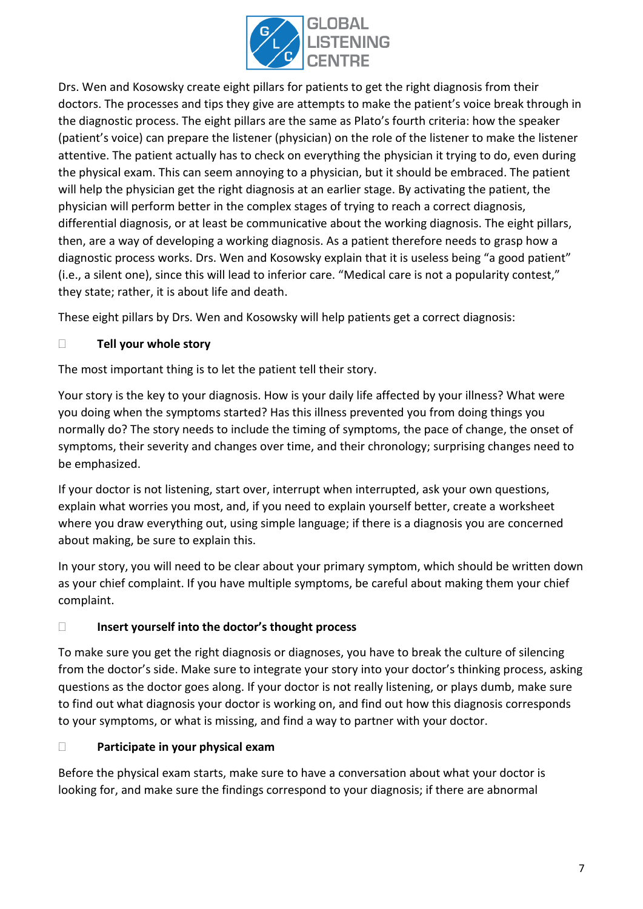Drs. Wen and Kosowsky create eight pillars for patients to get the right diagnosis from their doctors. The processes and tips they give are attempts to make the patient's voice break through in the diagnostic process. The eight pillars are the same as Plato's fourth criteria: how the speaker (patient's voice) can prepare the listener (physician) on the role of the listener to make the listener attentive. The patient actually has to check on everything the physician it trying to do, even during the physical exam. This can seem annoying to a physician, but it should be embraced. The patient will help the physician get the right diagnosis at an earlier stage. By activating the patient, the physician will perform better in the complex stages of trying to reach a correct diagnosis, differential diagnosis, or at least be communicative about the working diagnosis. The eight pillars, then, are a way of developing a working diagnosis. As a patient therefore needs to grasp how a diagnostic process works. Drs. Wen and Kosowsky explain that it is useless being "a good patient" (i.e., a silent one), since this will lead to inferior care. "Medical care is not a popularity contest," they state; rather, it is about life and death.

These eight pillars by Drs. Wen and Kosowsky will help patients get a correct diagnosis:

- **Tell your whole story**

The most important thing is to let the patient tell their story.

Your story is the key to your diagnosis. How is your daily life affected by your illness? What were you doing when the symptoms started? Has this illness prevented you from doing things you normally do? The story needs to include the timing of symptoms, the pace of change, the onset of symptoms, their severity and changes over time, and their chronology; surprising changes need to be emphasized.

If your doctor is not listening, start over, interrupt when interrupted, ask your own questions, explain what worries you most, and, if you need to explain yourself better, create a worksheet where you draw everything out, using simple language; if there is a diagnosis you are concerned about making, be sure to explain this.

In your story, you will need to be clear about your primary symptom, which should be written down as your chief complaint. If you have multiple symptoms, be careful about making them your chief complaint.

- **Insert yourself into the doctor's thought process**

To make sure you get the right diagnosis or diagnoses, you have to break the culture of silencing from the doctor's side. Make sure to integrate your story into your doctor's thinking process, asking questions as the doctor goes along. If your doctor is not really listening, or plays dumb, make sure to find out what diagnosis your doctor is working on, and find out how this diagnosis corresponds to your symptoms, or what is missing, and find a way to partner with your doctor.

- **Participate in your physical exam**

Before the physical exam starts, make sure to have a conversation about what your doctor is looking for, and make sure the findings correspond to your diagnosis; if there are abnormal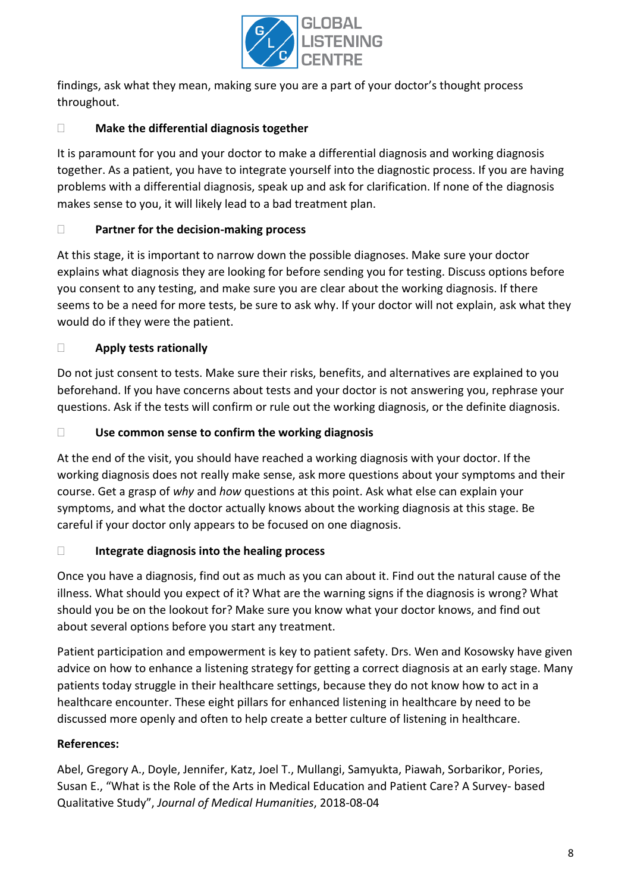findings, ask what they mean, making sure you are a part of your doctor's thought process throughout.

- **Make the differential diagnosis together**

It is paramount for you and your doctor to make a differential diagnosis and working diagnosis together. As a patient, you have to integrate yourself into the diagnostic process. If you are having problems with a differential diagnosis, speak up and ask for clarification. If none of the diagnosis makes sense to you, it will likely lead to a bad treatment plan.

- **Partner for the decision-making process**

At this stage, it is important to narrow down the possible diagnoses. Make sure your doctor explains what diagnosis they are looking for before sending you for testing. Discuss options before you consent to any testing, and make sure you are clear about the working diagnosis. If there seems to be a need for more tests, be sure to ask why. If your doctor will not explain, ask what they would do if they were the patient.

- **Apply tests rationally**

Do not just consent to tests. Make sure their risks, benefits, and alternatives are explained to you beforehand. If you have concerns about tests and your doctor is not answering you, rephrase your questions. Ask if the tests will confirm or rule out the working diagnosis, or the definite diagnosis.

- **Use common sense to confirm the working diagnosis**

At the end of the visit, you should have reached a working diagnosis with your doctor. If the working diagnosis does not really make sense, ask more questions about your symptoms and their course. Get a grasp of *why* and *how* questions at this point. Ask what else can explain your symptoms, and what the doctor actually knows about the working diagnosis at this stage. Be careful if your doctor only appears to be focused on one diagnosis.

- **Integrate diagnosis into the healing process**

Once you have a diagnosis, find out as much as you can about it. Find out the natural cause of the illness. What should you expect of it? What are the warning signs if the diagnosis is wrong? What should you be on the lookout for? Make sure you know what your doctor knows, and find out about several options before you start any treatment.

Patient participation and empowerment is key to patient safety. Drs. Wen and Kosowsky have given advice on how to enhance a listening strategy for getting a correct diagnosis at an early stage. Many patients today struggle in their healthcare settings, because they do not know how to act in a healthcare encounter. These eight pillars for enhanced listening in healthcare by need to be discussed more openly and often to help create a better culture of listening in healthcare.

**References:**

Abel, Gregory A., Doyle, Jennifer, Katz, Joel T., Mullangi, Samyukta, Piawah, Sorbarikor, Pories, Susan E., "What is the Role of the Arts in Medical Education and Patient Care? A Survey- based Qualitative Study", *Journal of Medical Humanities*, 2018-08-04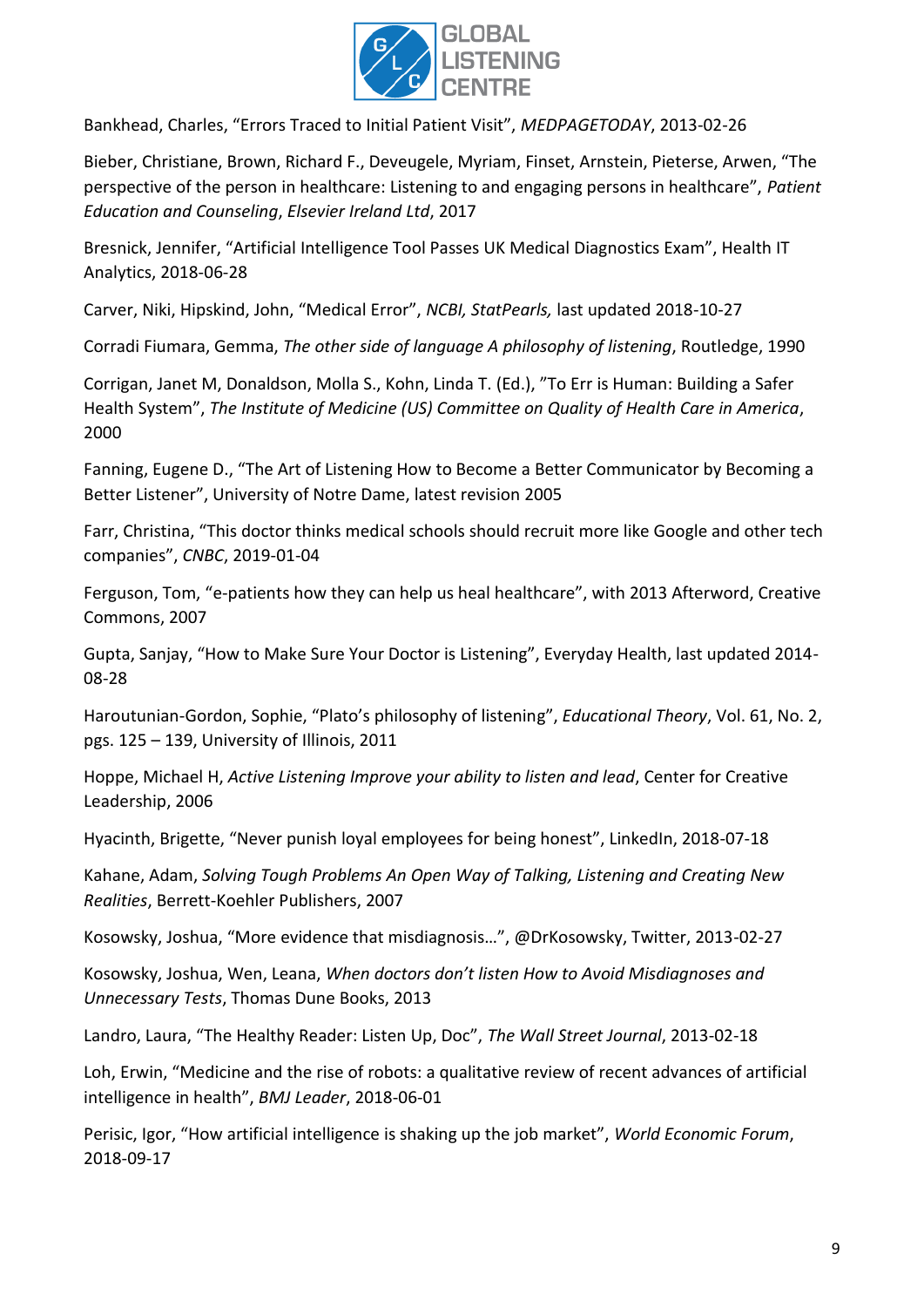Bankhead, Charles, “Errors Traced to Initial Patient Visit”, *MEDPAGETODAY*, 2013-02-26

Bieber, Christiane, Brown, Richard F., Deveugele, Myriam, Finset, Arnstein, Pieterse, Arwen, “The perspective of the person in healthcare: Listening to and engaging persons in healthcare”, *Patient Education and Counseling*, *Elsevier Ireland Ltd*, 2017

Bresnick, Jennifer, “Artificial Intelligence Tool Passes UK Medical Diagnostics Exam”, Health IT Analytics, 2018-06-28

Carver, Niki, Hipskind, John, “Medical Error”, *NCBI, StatPearls,* last updated 2018-10-27

Corradi Fiumara, Gemma, *The other side of language A philosophy of listening*, Routledge, 1990

Corrigan, Janet M, Donaldson, Molla S., Kohn, Linda T. (Ed.), ”To Err is Human: Building a Safer Health System”, *The Institute of Medicine (US) Committee on Quality of Health Care in America*, 2000

Fanning, Eugene D., “The Art of Listening How to Become a Better Communicator by Becoming a Better Listener”, University of Notre Dame, latest revision 2005

Farr, Christina, “This doctor thinks medical schools should recruit more like Google and other tech companies”, *CNBC*, 2019-01-04

Ferguson, Tom, “e-patients how they can help us heal healthcare”, with 2013 Afterword, Creative Commons, 2007

Gupta, Sanjay, “How to Make Sure Your Doctor is Listening”, Everyday Health, last updated 2014-08-28

Haroutunian-Gordon, Sophie, “Plato’s philosophy of listening”, *Educational Theory*, Vol. 61, No. 2, pgs. 125 – 139, University of Illinois, 2011

Hoppe, Michael H, *Active Listening Improve your ability to listen and lead*, Center for Creative Leadership, 2006

Hyacinth, Brigette, “Never punish loyal employees for being honest”, LinkedIn, 2018-07-18

Kahane, Adam, *Solving Tough Problems An Open Way of Talking, Listening and Creating New Realities*, Berrett-Koehler Publishers, 2007

Kosowsky, Joshua, “More evidence that misdiagnosis…”, @DrKosowsky, Twitter, 2013-02-27

Kosowsky, Joshua, Wen, Leana, *When doctors don’t listen How to Avoid Misdiagnoses and Unnecessary Tests*, Thomas Dune Books, 2013

Landro, Laura, “The Healthy Reader: Listen Up, Doc”, *The Wall Street Journal*, 2013-02-18

Loh, Erwin, “Medicine and the rise of robots: a qualitative review of recent advances of artificial intelligence in health”, *BMJ Leader*, 2018-06-01

Perisic, Igor, “How artificial intelligence is shaking up the job market”, *World Economic Forum*, 2018-09-17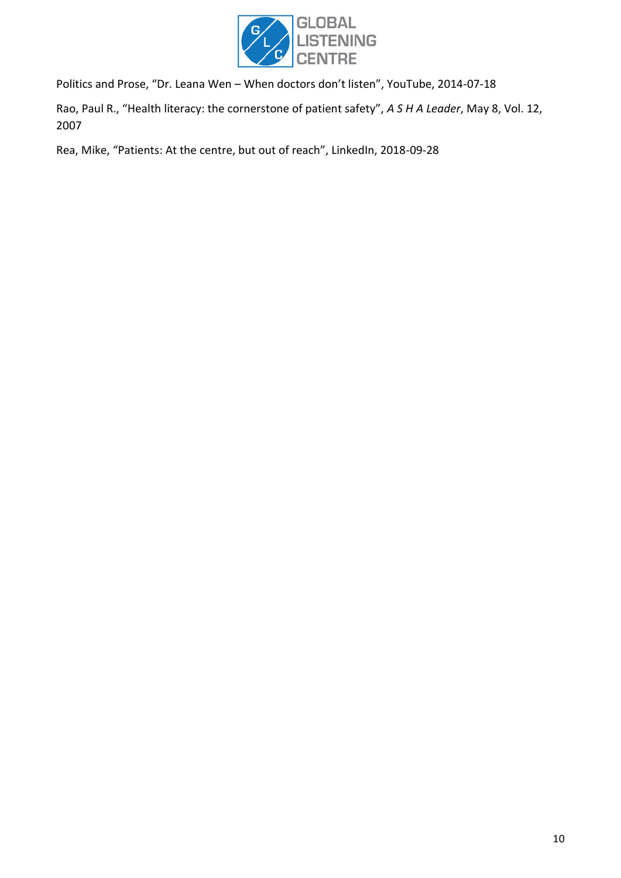Politics and Prose, “Dr. Leana Wen – When doctors don’t listen”, YouTube, 2014-07-18

Rao, Paul R., “Health literacy: the cornerstone of patient safety”, *A S H A Leader*, May 8, Vol. 12, 2007

Rea, Mike, “Patients: At the centre, but out of reach”, LinkedIn, 2018-09-28